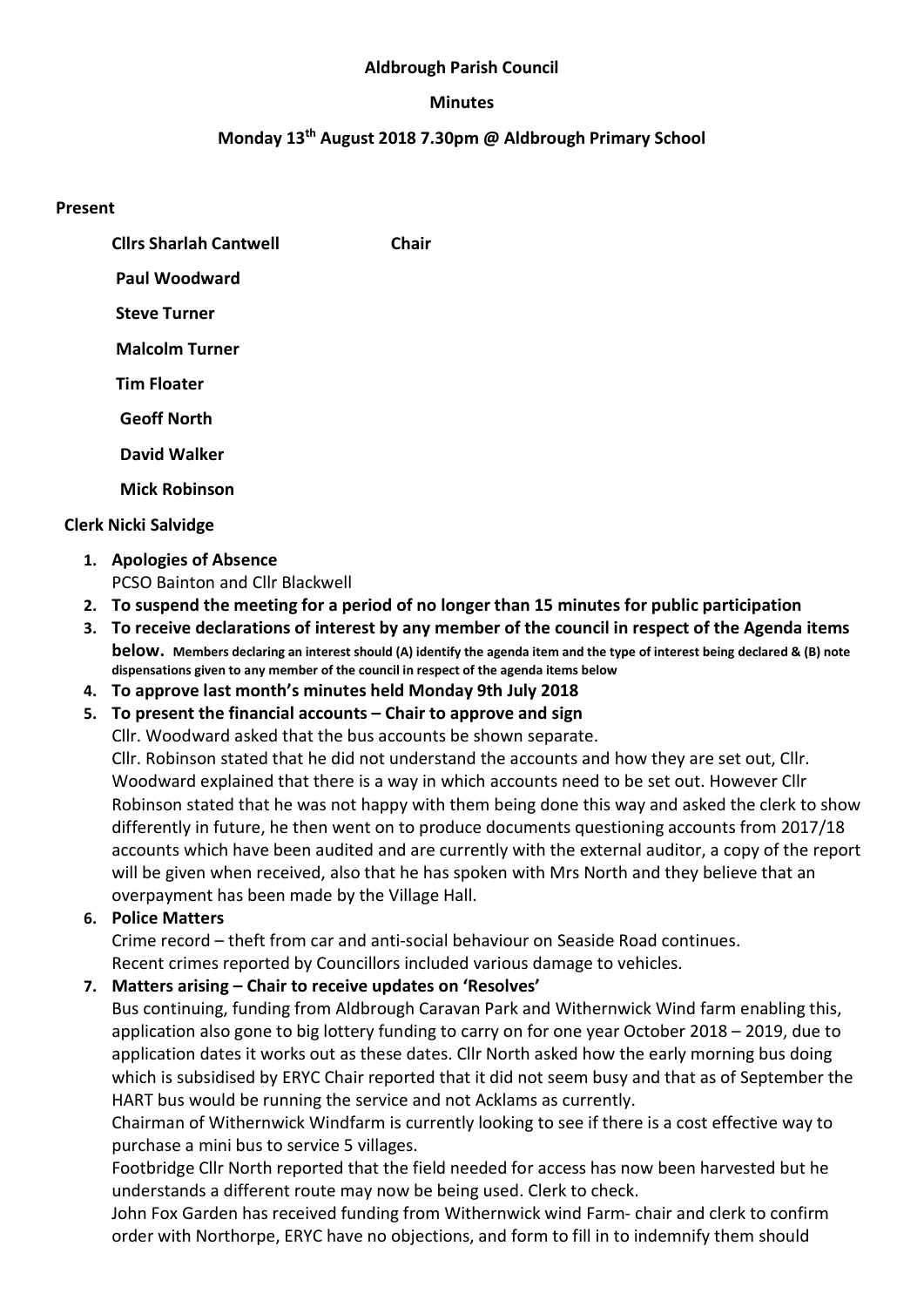**Aldbrough Parish Council**

**Minutes**

**Monday 13th August 2018 7.30pm @ Aldbrough Primary School**

**Present**

**Cllrs Sharlah Cantwell** **Chair**

**Paul Woodward**

**Steve Turner**

**Malcolm Turner**

**Tim Floater**

**Geoff North**

**David Walker**

**Mick Robinson**

**Clerk Nicki Salvidge**

1. **Apologies of Absence**
   PCSO Bainton and Cllr Blackwell
2. **To suspend the meeting for a period of no longer than 15 minutes for public participation**
3. **To receive declarations of interest by any member of the council in respect of the Agenda items below.** **Members declaring an interest should (A) identify the agenda item and the type of interest being declared & (B) note dispensations given to any member of the council in respect of the agenda items below**
4. **To approve last month's minutes held Monday 9th July 2018**
5. **To present the financial accounts – Chair to approve and sign**
   Cllr. Woodward asked that the bus accounts be shown separate.
   Cllr. Robinson stated that he did not understand the accounts and how they are set out, Cllr. Woodward explained that there is a way in which accounts need to be set out. However Cllr Robinson stated that he was not happy with them being done this way and asked the clerk to show differently in future, he then went on to produce documents questioning accounts from 2017/18 accounts which have been audited and are currently with the external auditor, a copy of the report will be given when received, also that he has spoken with Mrs North and they believe that an overpayment has been made by the Village Hall.
6. **Police Matters**
   Crime record – theft from car and anti-social behaviour on Seaside Road continues.
   Recent crimes reported by Councillors included various damage to vehicles.
7. **Matters arising – Chair to receive updates on 'Resolves'**
   Bus continuing, funding from Aldbrough Caravan Park and Withernwick Wind farm enabling this, application also gone to big lottery funding to carry on for one year October 2018 – 2019, due to application dates it works out as these dates. Cllr North asked how the early morning bus doing which is subsidised by ERYC Chair reported that it did not seem busy and that as of September the HART bus would be running the service and not Acklams as currently.
   Chairman of Withernwick Windfarm is currently looking to see if there is a cost effective way to purchase a mini bus to service 5 villages.
   Footbridge Cllr North reported that the field needed for access has now been harvested but he understands a different route may now be being used. Clerk to check.
   John Fox Garden has received funding from Withernwick wind Farm- chair and clerk to confirm order with Northorpe, ERYC have no objections, and form to fill in to indemnify them should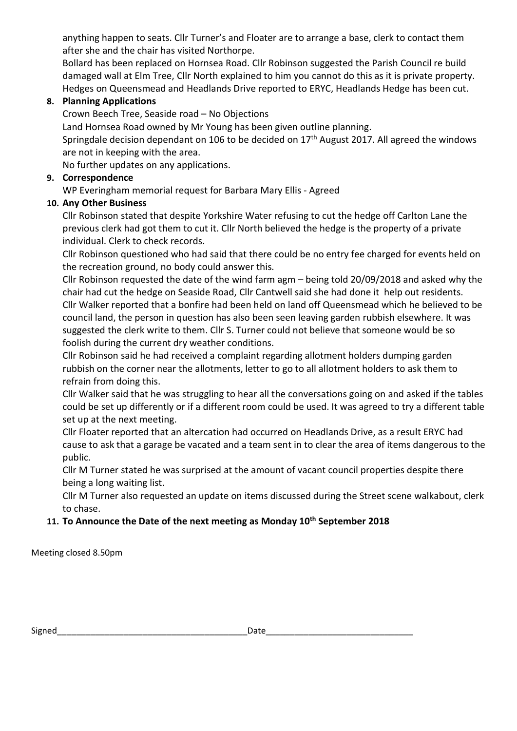anything happen to seats. Cllr Turner's and Floater are to arrange a base, clerk to contact them after she and the chair has visited Northorpe.

Bollard has been replaced on Hornsea Road. Cllr Robinson suggested the Parish Council re build damaged wall at Elm Tree, Cllr North explained to him you cannot do this as it is private property. Hedges on Queensmead and Headlands Drive reported to ERYC, Headlands Hedge has been cut.

8. **Planning Applications**

   Crown Beech Tree, Seaside road – No Objections

   Land Hornsea Road owned by Mr Young has been given outline planning.

   Springdale decision dependant on 106 to be decided on 17th August 2017. All agreed the windows are not in keeping with the area.

   No further updates on any applications.

9. **Correspondence**

   WP Everingham memorial request for Barbara Mary Ellis - Agreed

10. **Any Other Business**

    Cllr Robinson stated that despite Yorkshire Water refusing to cut the hedge off Carlton Lane the previous clerk had got them to cut it. Cllr North believed the hedge is the property of a private individual. Clerk to check records.

    Cllr Robinson questioned who had said that there could be no entry fee charged for events held on the recreation ground, no body could answer this.

    Cllr Robinson requested the date of the wind farm agm – being told 20/09/2018 and asked why the chair had cut the hedge on Seaside Road, Cllr Cantwell said she had done it help out residents.

    Cllr Walker reported that a bonfire had been held on land off Queensmead which he believed to be council land, the person in question has also been seen leaving garden rubbish elsewhere. It was suggested the clerk write to them. Cllr S. Turner could not believe that someone would be so foolish during the current dry weather conditions.

    Cllr Robinson said he had received a complaint regarding allotment holders dumping garden rubbish on the corner near the allotments, letter to go to all allotment holders to ask them to refrain from doing this.

    Cllr Walker said that he was struggling to hear all the conversations going on and asked if the tables could be set up differently or if a different room could be used. It was agreed to try a different table set up at the next meeting.

    Cllr Floater reported that an altercation had occurred on Headlands Drive, as a result ERYC had cause to ask that a garage be vacated and a team sent in to clear the area of items dangerous to the public.

    Cllr M Turner stated he was surprised at the amount of vacant council properties despite there being a long waiting list.

    Cllr M Turner also requested an update on items discussed during the Street scene walkabout, clerk to chase.

11. **To Announce the Date of the next meeting as Monday 10th September 2018**

Meeting closed 8.50pm

Signed______________________________________Date______________________________